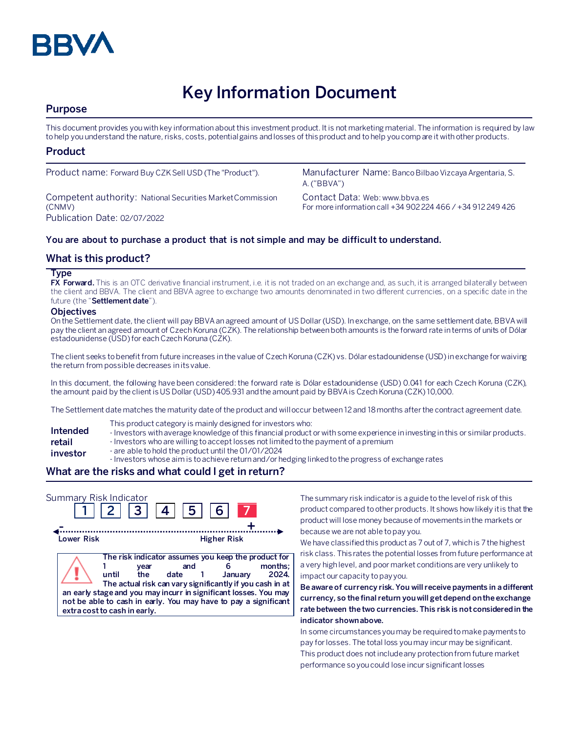BBVA

# Key Information Document

## Purpose

This document provides you with key information about this investment product. It is not marketing material. The information is required by law to help you understand the nature, risks, costs, potential gains and losses of this product and to help you compare it with other products.

## Product

Product name: Forward Buy CZK Sell USD (The "Product").

Competent authority: National Securities Market Commission (CNMV)

Publication Date: 02/07/2022

Manufacturer Name: Banco Bilbao Vizcaya Argentaria, S. A. ("BBVA")

Contact Data: Web: www.bbva.es
For more information call +34 902 224 466 / +34 912 249 426

**You are about to purchase a product that is not simple and may be difficult to understand.**

## What is this product?

### Type

**FX Forward.** This is an OTC derivative financial instrument, i.e. it is not traded on an exchange and, as such, it is arranged bilaterally between the client and BBVA. The client and BBVA agree to exchange two amounts denominated in two different currencies, on a specific date in the future (the "**Settlement date**").

### Objectives

On the Settlement date, the client will pay BBVA an agreed amount of US Dollar (USD). In exchange, on the same settlement date, BBVA will pay the client an agreed amount of Czech Koruna (CZK). The relationship between both amounts is the forward rate in terms of units of Dólar estadounidense (USD) for each Czech Koruna (CZK).

The client seeks to benefit from future increases in the value of Czech Koruna (CZK) vs. Dólar estadounidense (USD) in exchange for waiving the return from possible decreases in its value.

In this document, the following have been considered: the forward rate is Dólar estadounidense (USD) 0.041 for each Czech Koruna (CZK), the amount paid by the client is US Dollar (USD) 405.931 and the amount paid by BBVA is Czech Koruna (CZK) 10,000.

The Settlement date matches the maturity date of the product and will occur between 12 and 18 months after the contract agreement date.

**Intended retail investor**

This product category is mainly designed for investors who:
- Investors with average knowledge of this financial product or with some experience in investing in this or similar products.
- Investors who are willing to accept losses not limited to the payment of a premium
- are able to hold the product until the 01/01/2024
- Investors whose aim is to achieve return and/or hedging linked to the progress of exchange rates

## What are the risks and what could I get in return?

Summary Risk Indicator

| 1 | 2 | 3 | 4 | 5 | 6 | **7** |
|---|---|---|---|---|---|---|

Lower Risk ← → Higher Risk

**The risk indicator assumes you keep the product for 1 year and 6 months; until the date 1 January 2024. The actual risk can vary significantly if you cash in at an early stage and you may incurr in significant losses. You may not be able to cash in early. You may have to pay a significant extra cost to cash in early.**

The summary risk indicator is a guide to the level of risk of this product compared to other products. It shows how likely it is that the product will lose money because of movements in the markets or because we are not able to pay you.

We have classified this product as 7 out of 7, which is 7 the highest risk class. This rates the potential losses from future performance at a very high level, and poor market conditions are very unlikely to impact our capacity to pay you.

**Be aware of currency risk. You will receive payments in a different currency, so the final return you will get depend on the exchange rate between the two currencies. This risk is not considered in the indicator shown above.**

In some circumstances you may be required to make payments to pay for losses. The total loss you may incur may be significant.

This product does not include any protection from future market performance so you could lose incur significant losses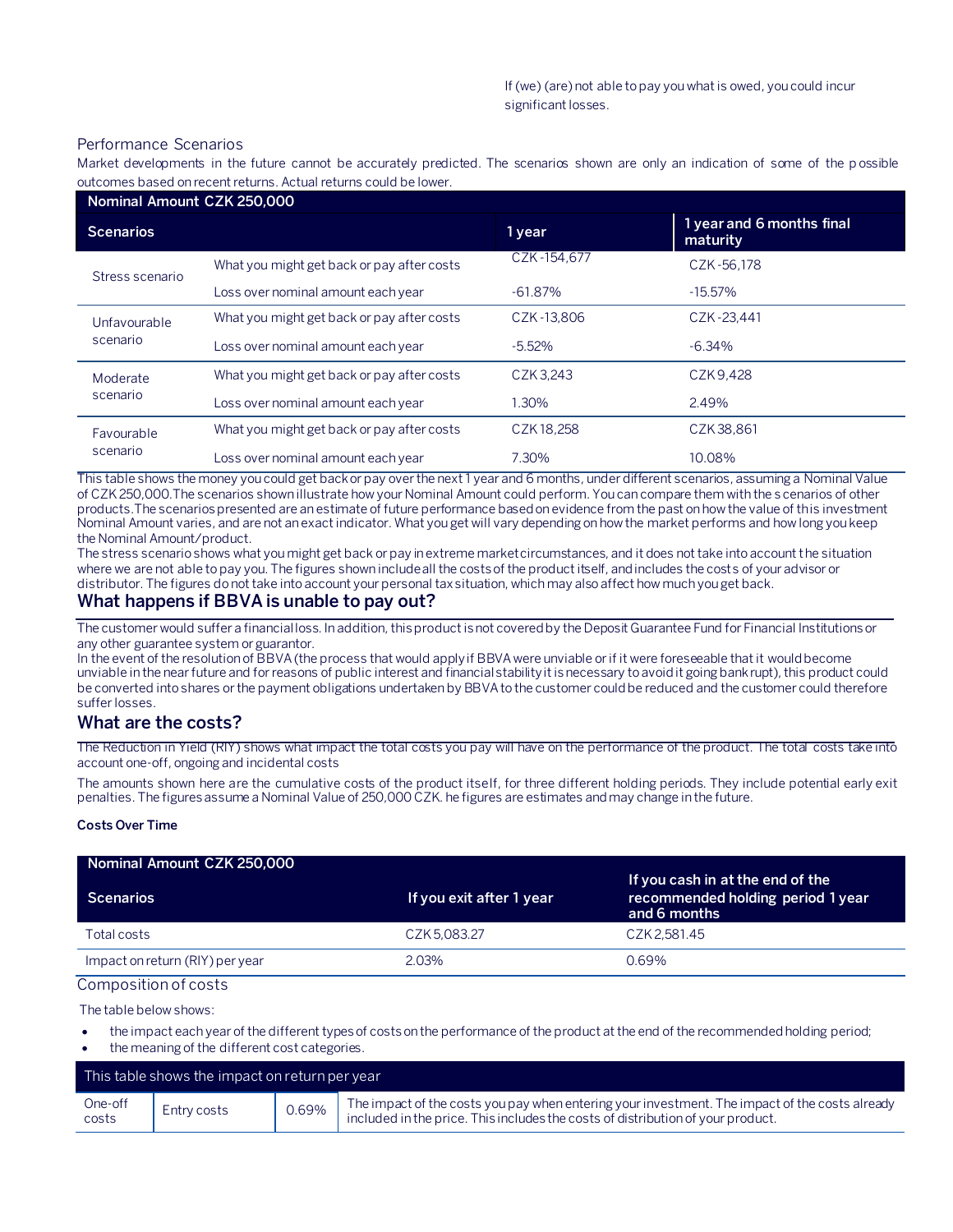If (we) (are) not able to pay you what is owed, you could incur significant losses.

Performance Scenarios

Market developments in the future cannot be accurately predicted. The scenarios shown are only an indication of some of the possible outcomes based on recent returns. Actual returns could be lower.

| Nominal Amount CZK 250,000 | | | |
|---|---|---|---|
| **Scenarios** | | **1 year** | **1 year and 6 months final maturity** |
| Stress scenario | What you might get back or pay after costs | CZK -154,677 | CZK -56,178 |
| | Loss over nominal amount each year | -61.87% | -15.57% |
| Unfavourable scenario | What you might get back or pay after costs | CZK -13,806 | CZK -23,441 |
| | Loss over nominal amount each year | -5.52% | -6.34% |
| Moderate scenario | What you might get back or pay after costs | CZK 3,243 | CZK 9,428 |
| | Loss over nominal amount each year | 1.30% | 2.49% |
| Favourable scenario | What you might get back or pay after costs | CZK 18,258 | CZK 38,861 |
| | Loss over nominal amount each year | 7.30% | 10.08% |

This table shows the money you could get back or pay over the next 1 year and 6 months, under different scenarios, assuming a Nominal Value of CZK 250,000.The scenarios shown illustrate how your Nominal Amount could perform. You can compare them with the s cenarios of other products.The scenarios presented are an estimate of future performance based on evidence from the past on how the value of this investment Nominal Amount varies, and are not an exact indicator. What you get will vary depending on how the market performs and how long you keep the Nominal Amount/product.

The stress scenario shows what you might get back or pay in extreme market circumstances, and it does not take into account the situation where we are not able to pay you. The figures shown include all the costs of the product itself, and includes the costs of your advisor or distributor. The figures do not take into account your personal tax situation, which may also affect how much you get back.

## What happens if BBVA is unable to pay out?

The customer would suffer a financial loss. In addition, this product is not covered by the Deposit Guarantee Fund for Financial Institutions or any other guarantee system or guarantor.

In the event of the resolution of BBVA (the process that would apply if BBVA were unviable or if it were foreseeable that it would become unviable in the near future and for reasons of public interest and financial stability it is necessary to avoid it going bankrupt), this product could be converted into shares or the payment obligations undertaken by BBVA to the customer could be reduced and the customer could therefore suffer losses.

## What are the costs?

The Reduction in Yield (RIY) shows what impact the total costs you pay will have on the performance of the product. The total costs take into account one-off, ongoing and incidental costs

The amounts shown here are the cumulative costs of the product itself, for three different holding periods. They include potential early exit penalties. The figures assume a Nominal Value of 250,000 CZK. he figures are estimates and may change in the future.

**Costs Over Time**

| Nominal Amount CZK 250,000 | | |
|---|---|---|
| **Scenarios** | **If you exit after 1 year** | **If you cash in at the end of the recommended holding period 1 year and 6 months** |
| Total costs | CZK 5,083.27 | CZK 2,581.45 |
| Impact on return (RIY) per year | 2.03% | 0.69% |

Composition of costs

The table below shows:

- the impact each year of the different types of costs on the performance of the product at the end of the recommended holding period;
- the meaning of the different cost categories.

| This table shows the impact on return per year | | | |
|---|---|---|---|
| One-off costs | Entry costs | 0.69% | The impact of the costs you pay when entering your investment. The impact of the costs already included in the price. This includes the costs of distribution of your product. |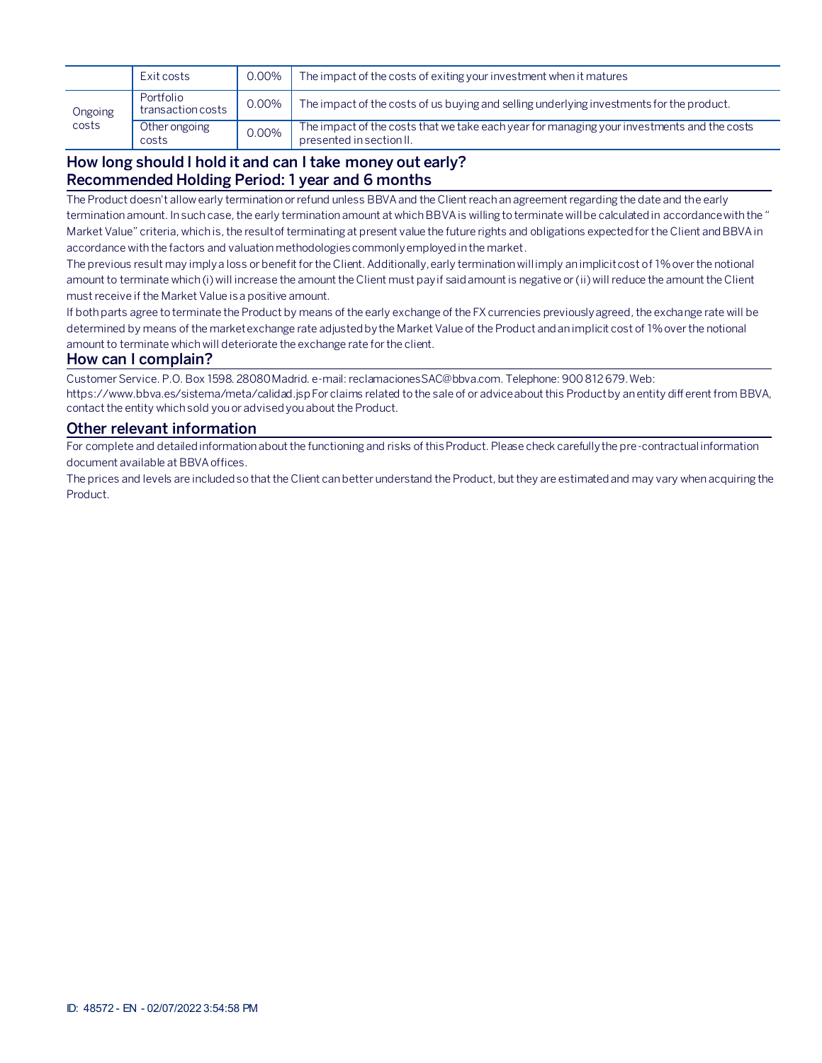| | | | |
|---|---|---|---|
| | Exit costs | 0.00% | The impact of the costs of exiting your investment when it matures |
| Ongoing costs | Portfolio transaction costs | 0.00% | The impact of the costs of us buying and selling underlying investments for the product. |
| | Other ongoing costs | 0.00% | The impact of the costs that we take each year for managing your investments and the costs presented in section II. |

## How long should I hold it and can I take money out early?
## Recommended Holding Period: 1 year and 6 months

The Product doesn't allow early termination or refund unless BBVA and the Client reach an agreement regarding the date and the early termination amount. In such case, the early termination amount at which BBVA is willing to terminate will be calculated in accordance with the " Market Value" criteria, which is, the result of terminating at present value the future rights and obligations expected for the Client and BBVA in accordance with the factors and valuation methodologies commonly employed in the market.

The previous result may imply a loss or benefit for the Client. Additionally, early termination will imply an implicit cost of 1% over the notional amount to terminate which (i) will increase the amount the Client must pay if said amount is negative or (ii) will reduce the amount the Client must receive if the Market Value is a positive amount.

If both parts agree to terminate the Product by means of the early exchange of the FX currencies previously agreed, the exchange rate will be determined by means of the market exchange rate adjusted by the Market Value of the Product and an implicit cost of 1% over the notional amount to terminate which will deteriorate the exchange rate for the client.

## How can I complain?

Customer Service. P.O. Box 1598. 28080 Madrid. e-mail: reclamacionesSAC@bbva.com. Telephone: 900 812 679. Web: https://www.bbva.es/sistema/meta/calidad.jsp For claims related to the sale of or advice about this Product by an entity different from BBVA, contact the entity which sold you or advised you about the Product.

## Other relevant information

For complete and detailed information about the functioning and risks of this Product. Please check carefully the pre-contractual information document available at BBVA offices.

The prices and levels are included so that the Client can better understand the Product, but they are estimated and may vary when acquiring the Product.

ID: 48572 - EN - 02/07/2022 3:54:58 PM